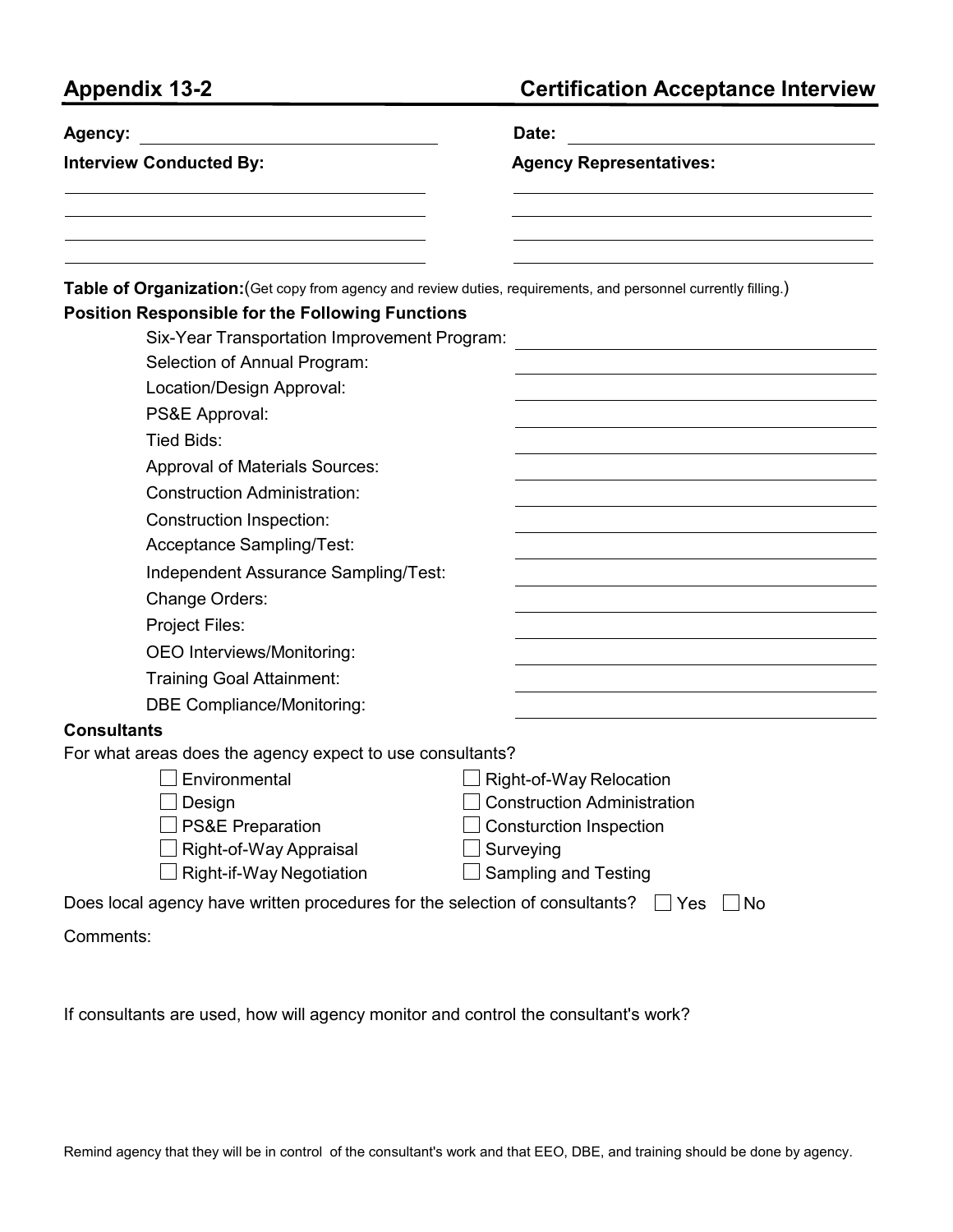## Appendix 13-2 Certification Acceptance Interview

**Agency:** ______________________ **Date:** ______________________

**Interview Conducted By:**

______________________
______________________
______________________
______________________

**Agency Representatives:**

______________________
______________________
______________________
______________________

**Table of Organization:**(Get copy from agency and review duties, requirements, and personnel currently filling.)

**Position Responsible for the Following Functions**

- Six-Year Transportation Improvement Program: ______________________
- Selection of Annual Program: ______________________
- Location/Design Approval: ______________________
- PS&E Approval: ______________________
- Tied Bids: ______________________
- Approval of Materials Sources: ______________________
- Construction Administration: ______________________
- Construction Inspection: ______________________
- Acceptance Sampling/Test: ______________________
- Independent Assurance Sampling/Test: ______________________
- Change Orders: ______________________
- Project Files: ______________________
- OEO Interviews/Monitoring: ______________________
- Training Goal Attainment: ______________________
- DBE Compliance/Monitoring: ______________________

**Consultants**

For what areas does the agency expect to use consultants?

- ☐ Environmental
- ☐ Design
- ☐ PS&E Preparation
- ☐ Right-of-Way Appraisal
- ☐ Right-if-Way Negotiation
- ☐ Right-of-Way Relocation
- ☐ Construction Administration
- ☐ Consturction Inspection
- ☐ Surveying
- ☐ Sampling and Testing

Does local agency have written procedures for the selection of consultants? ☐ Yes ☐ No

Comments:

If consultants are used, how will agency monitor and control the consultant's work?

Remind agency that they will be in control of the consultant's work and that EEO, DBE, and training should be done by agency.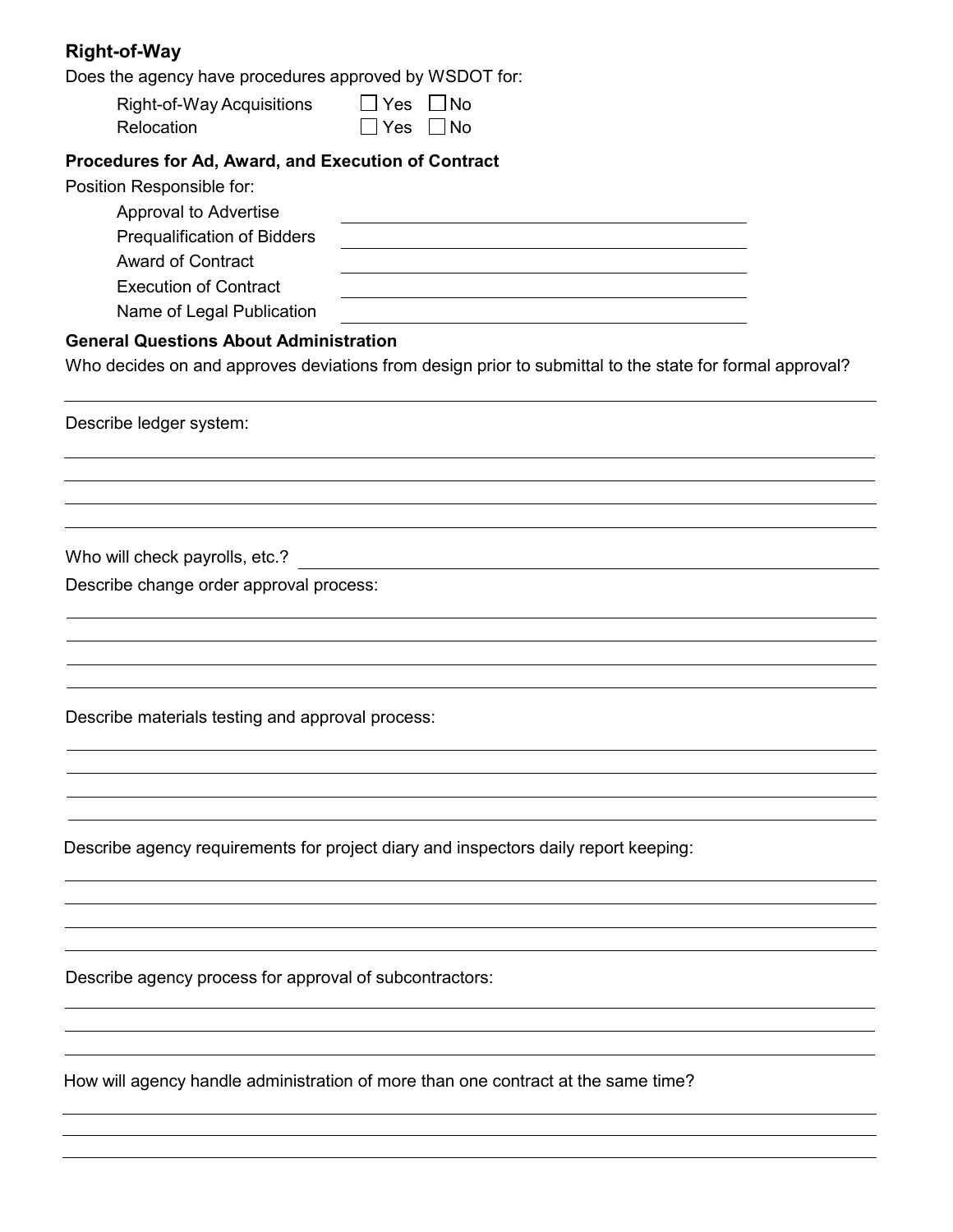## Right-of-Way

Does the agency have procedures approved by WSDOT for:

- Right-of-Way Acquisitions ☐ Yes ☐ No
- Relocation ☐ Yes ☐ No

### Procedures for Ad, Award, and Execution of Contract

Position Responsible for:

- Approval to Advertise \_\_\_\_\_\_\_\_\_\_\_\_\_\_\_\_\_\_\_\_
- Prequalification of Bidders \_\_\_\_\_\_\_\_\_\_\_\_\_\_\_\_\_\_\_\_
- Award of Contract \_\_\_\_\_\_\_\_\_\_\_\_\_\_\_\_\_\_\_\_
- Execution of Contract \_\_\_\_\_\_\_\_\_\_\_\_\_\_\_\_\_\_\_\_
- Name of Legal Publication \_\_\_\_\_\_\_\_\_\_\_\_\_\_\_\_\_\_\_\_

### General Questions About Administration

Who decides on and approves deviations from design prior to submittal to the state for formal approval?

\_\_\_\_\_\_\_\_\_\_\_\_\_\_\_\_\_\_\_\_\_\_\_\_\_\_\_\_\_\_\_\_\_\_\_\_\_\_\_\_

Describe ledger system:

\_\_\_\_\_\_\_\_\_\_\_\_\_\_\_\_\_\_\_\_\_\_\_\_\_\_\_\_\_\_\_\_\_\_\_\_\_\_\_\_

Who will check payrolls, etc.? \_\_\_\_\_\_\_\_\_\_\_\_\_\_\_\_\_\_\_\_

Describe change order approval process:

\_\_\_\_\_\_\_\_\_\_\_\_\_\_\_\_\_\_\_\_\_\_\_\_\_\_\_\_\_\_\_\_\_\_\_\_\_\_\_\_

Describe materials testing and approval process:

\_\_\_\_\_\_\_\_\_\_\_\_\_\_\_\_\_\_\_\_\_\_\_\_\_\_\_\_\_\_\_\_\_\_\_\_\_\_\_\_

Describe agency requirements for project diary and inspectors daily report keeping:

\_\_\_\_\_\_\_\_\_\_\_\_\_\_\_\_\_\_\_\_\_\_\_\_\_\_\_\_\_\_\_\_\_\_\_\_\_\_\_\_

Describe agency process for approval of subcontractors:

\_\_\_\_\_\_\_\_\_\_\_\_\_\_\_\_\_\_\_\_\_\_\_\_\_\_\_\_\_\_\_\_\_\_\_\_\_\_\_\_

How will agency handle administration of more than one contract at the same time?

\_\_\_\_\_\_\_\_\_\_\_\_\_\_\_\_\_\_\_\_\_\_\_\_\_\_\_\_\_\_\_\_\_\_\_\_\_\_\_\_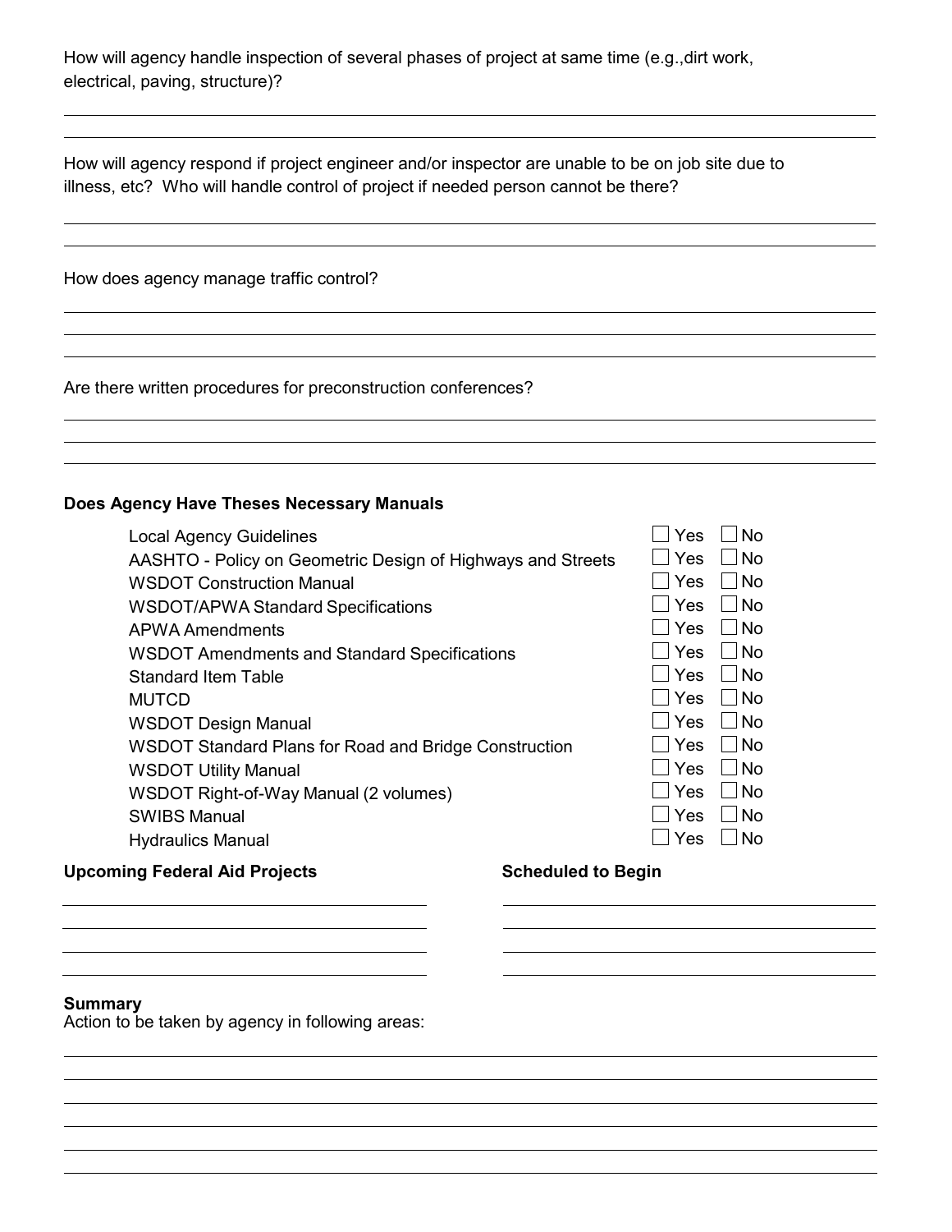How will agency handle inspection of several phases of project at same time (e.g.,dirt work, electrical, paving, structure)?

How will agency respond if project engineer and/or inspector are unable to be on job site due to illness, etc? Who will handle control of project if needed person cannot be there?

How does agency manage traffic control?

Are there written procedures for preconstruction conferences?

**Does Agency Have Theses Necessary Manuals**

| | | |
|---|---|---|
| Local Agency Guidelines | ☐ Yes | ☐ No |
| AASHTO - Policy on Geometric Design of Highways and Streets | ☐ Yes | ☐ No |
| WSDOT Construction Manual | ☐ Yes | ☐ No |
| WSDOT/APWA Standard Specifications | ☐ Yes | ☐ No |
| APWA Amendments | ☐ Yes | ☐ No |
| WSDOT Amendments and Standard Specifications | ☐ Yes | ☐ No |
| Standard Item Table | ☐ Yes | ☐ No |
| MUTCD | ☐ Yes | ☐ No |
| WSDOT Design Manual | ☐ Yes | ☐ No |
| WSDOT Standard Plans for Road and Bridge Construction | ☐ Yes | ☐ No |
| WSDOT Utility Manual | ☐ Yes | ☐ No |
| WSDOT Right-of-Way Manual (2 volumes) | ☐ Yes | ☐ No |
| SWIBS Manual | ☐ Yes | ☐ No |
| Hydraulics Manual | ☐ Yes | ☐ No |

| Upcoming Federal Aid Projects | Scheduled to Begin |
|---|---|
| | |
| | |
| | |
| | |

**Summary**

Action to be taken by agency in following areas: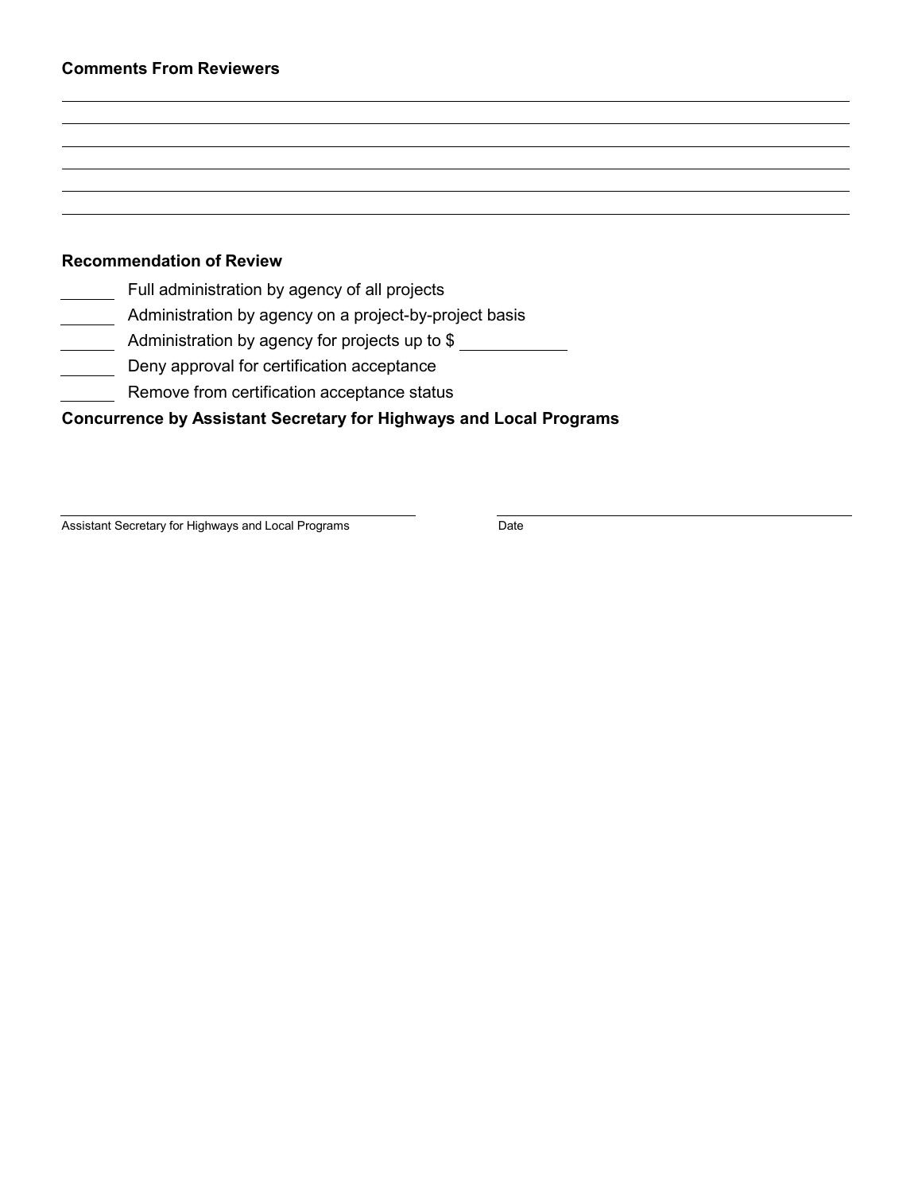**Comments From Reviewers**

\_\_\_\_\_\_\_\_\_\_\_\_\_\_\_\_\_\_\_\_\_\_\_\_\_\_\_\_\_\_\_\_\_\_\_\_\_\_\_\_\_\_\_\_\_\_\_\_\_\_\_\_\_\_\_\_\_\_\_\_

\_\_\_\_\_\_\_\_\_\_\_\_\_\_\_\_\_\_\_\_\_\_\_\_\_\_\_\_\_\_\_\_\_\_\_\_\_\_\_\_\_\_\_\_\_\_\_\_\_\_\_\_\_\_\_\_\_\_\_\_

\_\_\_\_\_\_\_\_\_\_\_\_\_\_\_\_\_\_\_\_\_\_\_\_\_\_\_\_\_\_\_\_\_\_\_\_\_\_\_\_\_\_\_\_\_\_\_\_\_\_\_\_\_\_\_\_\_\_\_\_

\_\_\_\_\_\_\_\_\_\_\_\_\_\_\_\_\_\_\_\_\_\_\_\_\_\_\_\_\_\_\_\_\_\_\_\_\_\_\_\_\_\_\_\_\_\_\_\_\_\_\_\_\_\_\_\_\_\_\_\_

\_\_\_\_\_\_\_\_\_\_\_\_\_\_\_\_\_\_\_\_\_\_\_\_\_\_\_\_\_\_\_\_\_\_\_\_\_\_\_\_\_\_\_\_\_\_\_\_\_\_\_\_\_\_\_\_\_\_\_\_

\_\_\_\_\_\_\_\_\_\_\_\_\_\_\_\_\_\_\_\_\_\_\_\_\_\_\_\_\_\_\_\_\_\_\_\_\_\_\_\_\_\_\_\_\_\_\_\_\_\_\_\_\_\_\_\_\_\_\_\_

**Recommendation of Review**

\_\_\_\_\_\_ Full administration by agency of all projects

\_\_\_\_\_\_ Administration by agency on a project-by-project basis

\_\_\_\_\_\_ Administration by agency for projects up to $ \_\_\_\_\_\_\_\_\_\_\_\_

\_\_\_\_\_\_ Deny approval for certification acceptance

\_\_\_\_\_\_ Remove from certification acceptance status

**Concurrence by Assistant Secretary for Highways and Local Programs**

\_\_\_\_\_\_\_\_\_\_\_\_\_\_\_\_\_\_\_\_\_\_\_\_\_\_\_\_\_\_\_\_\_\_\_\_\_\_\_\_ \_\_\_\_\_\_\_\_\_\_\_\_\_\_\_\_\_\_\_\_\_\_\_\_\_\_\_\_\_\_\_\_\_\_\_\_\_\_\_\_

Assistant Secretary for Highways and Local Programs Date